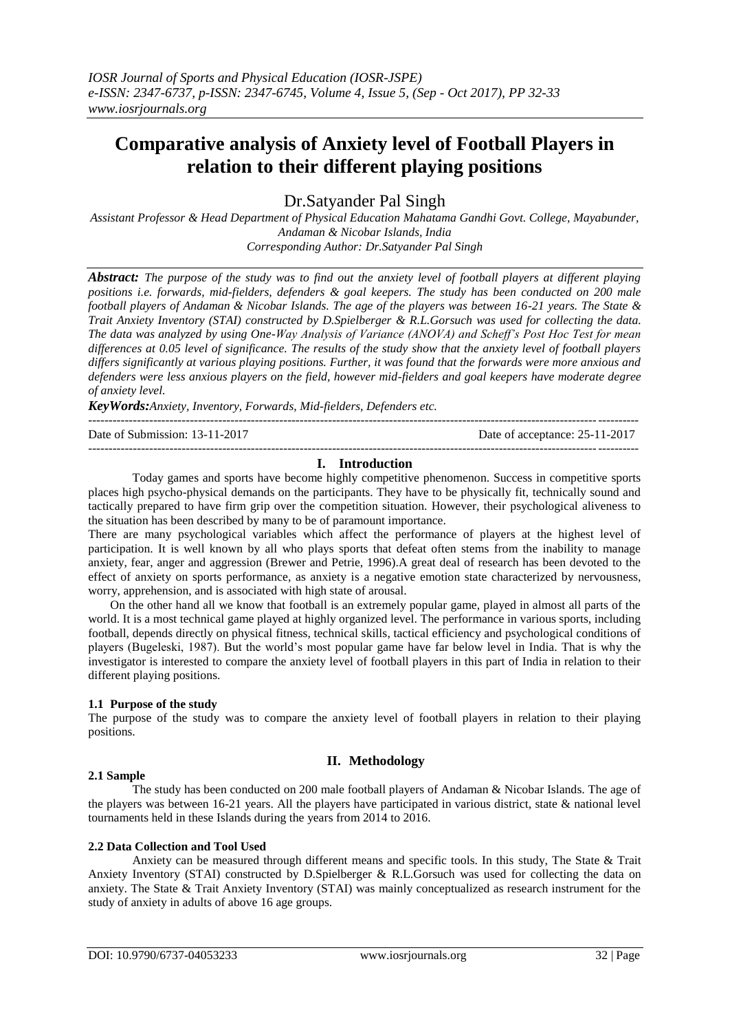# Comparative analysis of Anxiety level of Football Players in relation to their different playing positions

Dr.Satyander Pal Singh

*Assistant Professor & Head Department of Physical Education Mahatama Gandhi Govt. College, Mayabunder, Andaman & Nicobar Islands, India*
*Corresponding Author: Dr.Satyander Pal Singh*

***Abstract:*** *The purpose of the study was to find out the anxiety level of football players at different playing positions i.e. forwards, mid-fielders, defenders & goal keepers. The study has been conducted on 200 male football players of Andaman & Nicobar Islands. The age of the players was between 16-21 years. The State & Trait Anxiety Inventory (STAI) constructed by D.Spielberger & R.L.Gorsuch was used for collecting the data. The data was analyzed by using One-Way Analysis of Variance (ANOVA) and Scheff's Post Hoc Test for mean differences at 0.05 level of significance. The results of the study show that the anxiety level of football players differs significantly at various playing positions. Further, it was found that the forwards were more anxious and defenders were less anxious players on the field, however mid-fielders and goal keepers have moderate degree of anxiety level.*

***KeyWords:****Anxiety, Inventory, Forwards, Mid-fielders, Defenders etc.*

---

Date of Submission: 13-11-2017 Date of acceptance: 25-11-2017

---

## I. Introduction

Today games and sports have become highly competitive phenomenon. Success in competitive sports places high psycho-physical demands on the participants. They have to be physically fit, technically sound and tactically prepared to have firm grip over the competition situation. However, their psychological aliveness to the situation has been described by many to be of paramount importance.

There are many psychological variables which affect the performance of players at the highest level of participation. It is well known by all who plays sports that defeat often stems from the inability to manage anxiety, fear, anger and aggression (Brewer and Petrie, 1996).A great deal of research has been devoted to the effect of anxiety on sports performance, as anxiety is a negative emotion state characterized by nervousness, worry, apprehension, and is associated with high state of arousal.

On the other hand all we know that football is an extremely popular game, played in almost all parts of the world. It is a most technical game played at highly organized level. The performance in various sports, including football, depends directly on physical fitness, technical skills, tactical efficiency and psychological conditions of players (Bugeleski, 1987). But the world's most popular game have far below level in India. That is why the investigator is interested to compare the anxiety level of football players in this part of India in relation to their different playing positions.

### 1.1 Purpose of the study

The purpose of the study was to compare the anxiety level of football players in relation to their playing positions.

## II. Methodology

### 2.1 Sample

The study has been conducted on 200 male football players of Andaman & Nicobar Islands. The age of the players was between 16-21 years. All the players have participated in various district, state & national level tournaments held in these Islands during the years from 2014 to 2016.

### 2.2 Data Collection and Tool Used

Anxiety can be measured through different means and specific tools. In this study, The State & Trait Anxiety Inventory (STAI) constructed by D.Spielberger & R.L.Gorsuch was used for collecting the data on anxiety. The State & Trait Anxiety Inventory (STAI) was mainly conceptualized as research instrument for the study of anxiety in adults of above 16 age groups.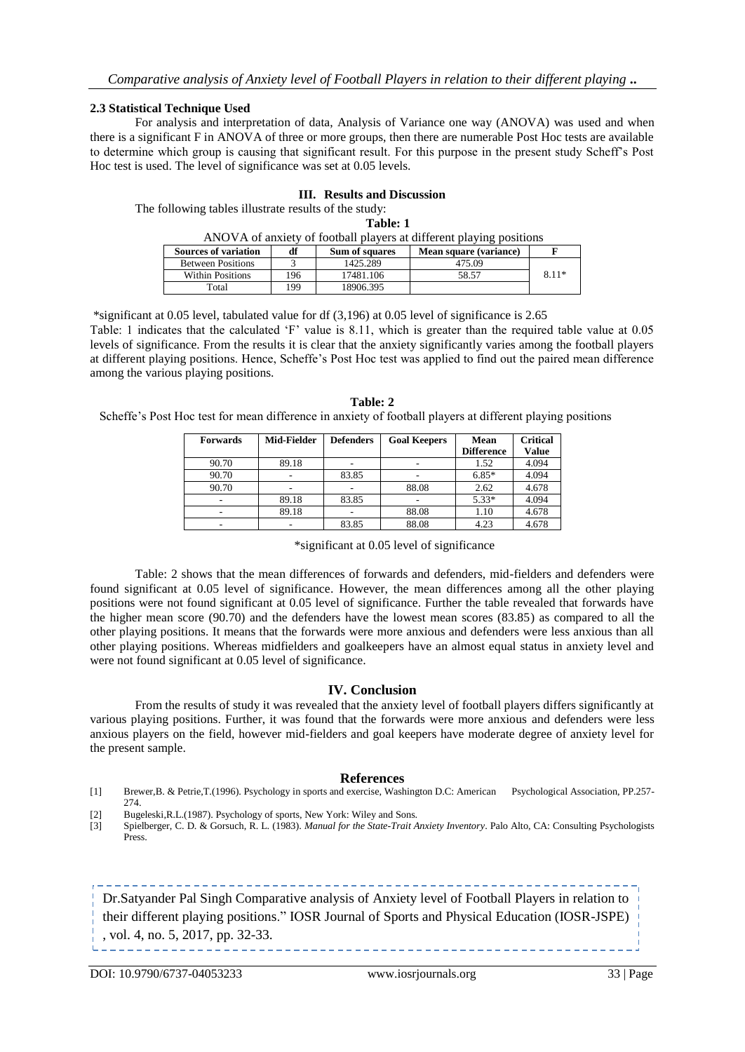### 2.3 Statistical Technique Used

For analysis and interpretation of data, Analysis of Variance one way (ANOVA) was used and when there is a significant F in ANOVA of three or more groups, then there are numerable Post Hoc tests are available to determine which group is causing that significant result. For this purpose in the present study Scheff's Post Hoc test is used. The level of significance was set at 0.05 levels.

## III. Results and Discussion

The following tables illustrate results of the study:

**Table: 1**

ANOVA of anxiety of football players at different playing positions

| Sources of variation | df | Sum of squares | Mean square (variance) | F |
|---|---|---|---|---|
| Between Positions | 3 | 1425.289 | 475.09 | 8.11* |
| Within Positions | 196 | 17481.106 | 58.57 | |
| Total | 199 | 18906.395 | | |

*significant at 0.05 level, tabulated value for df (3,196) at 0.05 level of significance is 2.65

Table: 1 indicates that the calculated 'F' value is 8.11, which is greater than the required table value at 0.05 levels of significance. From the results it is clear that the anxiety significantly varies among the football players at different playing positions. Hence, Scheffe's Post Hoc test was applied to find out the paired mean difference among the various playing positions.

**Table: 2**

Scheffe's Post Hoc test for mean difference in anxiety of football players at different playing positions

| Forwards | Mid-Fielder | Defenders | Goal Keepers | Mean Difference | Critical Value |
|---|---|---|---|---|---|
| 90.70 | 89.18 | - | - | 1.52 | 4.094 |
| 90.70 | - | 83.85 | - | 6.85* | 4.094 |
| 90.70 | - | - | 88.08 | 2.62 | 4.678 |
| - | 89.18 | 83.85 | - | 5.33* | 4.094 |
| - | 89.18 | - | 88.08 | 1.10 | 4.678 |
| - | - | 83.85 | 88.08 | 4.23 | 4.678 |

*significant at 0.05 level of significance

Table: 2 shows that the mean differences of forwards and defenders, mid-fielders and defenders were found significant at 0.05 level of significance. However, the mean differences among all the other playing positions were not found significant at 0.05 level of significance. Further the table revealed that forwards have the higher mean score (90.70) and the defenders have the lowest mean scores (83.85) as compared to all the other playing positions. It means that the forwards were more anxious and defenders were less anxious than all other playing positions. Whereas midfielders and goalkeepers have an almost equal status in anxiety level and were not found significant at 0.05 level of significance.

## IV. Conclusion

From the results of study it was revealed that the anxiety level of football players differs significantly at various playing positions. Further, it was found that the forwards were more anxious and defenders were less anxious players on the field, however mid-fielders and goal keepers have moderate degree of anxiety level for the present sample.

## References

[1] Brewer,B. & Petrie,T.(1996). Psychology in sports and exercise, Washington D.C: American Psychological Association, PP.257-274.

[2] Bugeleski,R.L.(1987). Psychology of sports, New York: Wiley and Sons.

[3] Spielberger, C. D. & Gorsuch, R. L. (1983). *Manual for the State-Trait Anxiety Inventory*. Palo Alto, CA: Consulting Psychologists Press.

Dr.Satyander Pal Singh Comparative analysis of Anxiety level of Football Players in relation to their different playing positions." IOSR Journal of Sports and Physical Education (IOSR-JSPE) , vol. 4, no. 5, 2017, pp. 32-33.